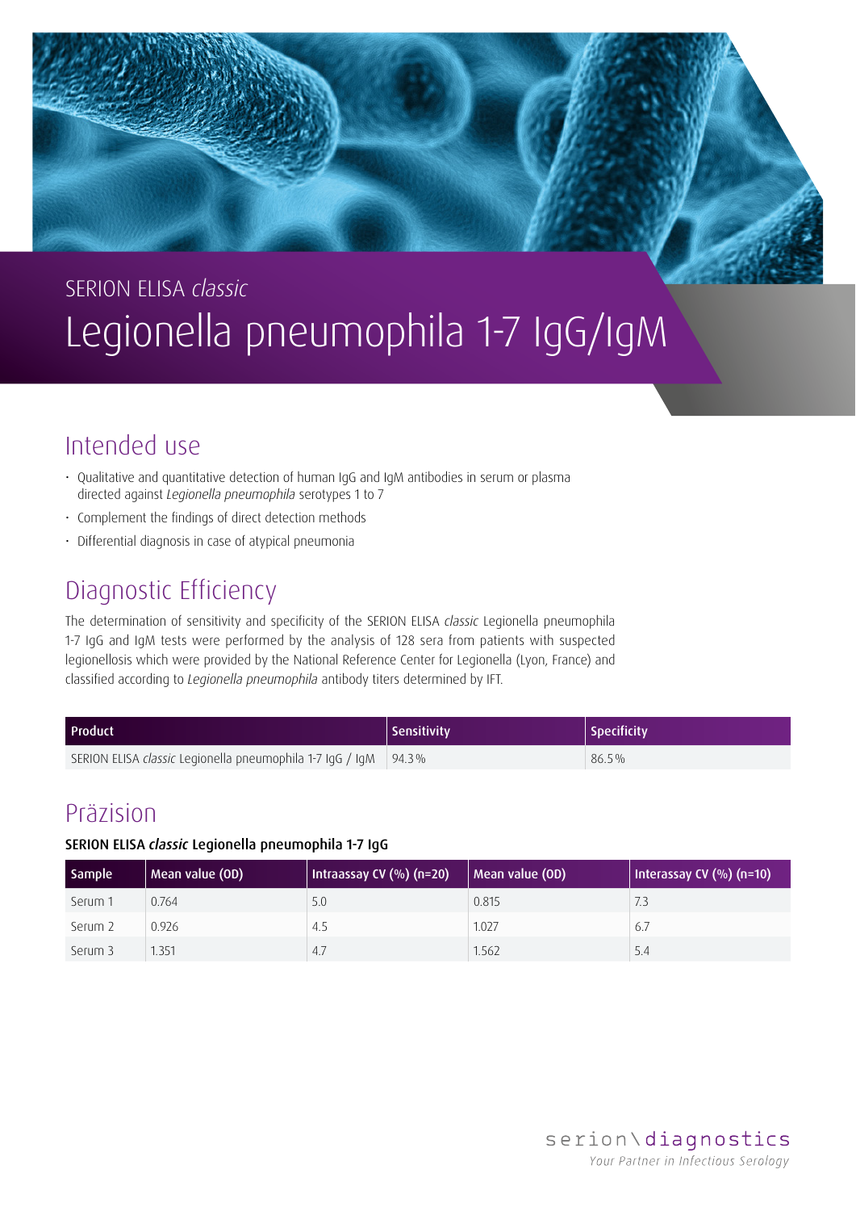SERION ELISA *classic*

# Legionella pneumophila 1-7 IgG/IgM

## Intended use

- Qualitative and quantitative detection of human IgG and IgM antibodies in serum or plasma directed against *Legionella pneumophila* serotypes 1 to 7
- Complement the findings of direct detection methods
- Differential diagnosis in case of atypical pneumonia

## Diagnostic Efficiency

The determination of sensitivity and specificity of the SERION ELISA *classic* Legionella pneumophila 1-7 IgG and IgM tests were performed by the analysis of 128 sera from patients with suspected legionellosis which were provided by the National Reference Center for Legionella (Lyon, France) and classified according to *Legionella pneumophila* antibody titers determined by IFT.

| Product | Sensitivity | Specificity |
|---|---|---|
| SERION ELISA *classic* Legionella pneumophila 1-7 IgG / IgM | 94.3 % | 86.5 % |

## Präzision

**SERION ELISA *classic* Legionella pneumophila 1-7 IgG**

| Sample | Mean value (OD) | Intraassay CV (%) (n=20) | Mean value (OD) | Interassay CV (%) (n=10) |
|---|---|---|---|---|
| Serum 1 | 0.764 | 5.0 | 0.815 | 7.3 |
| Serum 2 | 0.926 | 4.5 | 1.027 | 6.7 |
| Serum 3 | 1.351 | 4.7 | 1.562 | 5.4 |

serion\diagnostics

*Your Partner in Infectious Serology*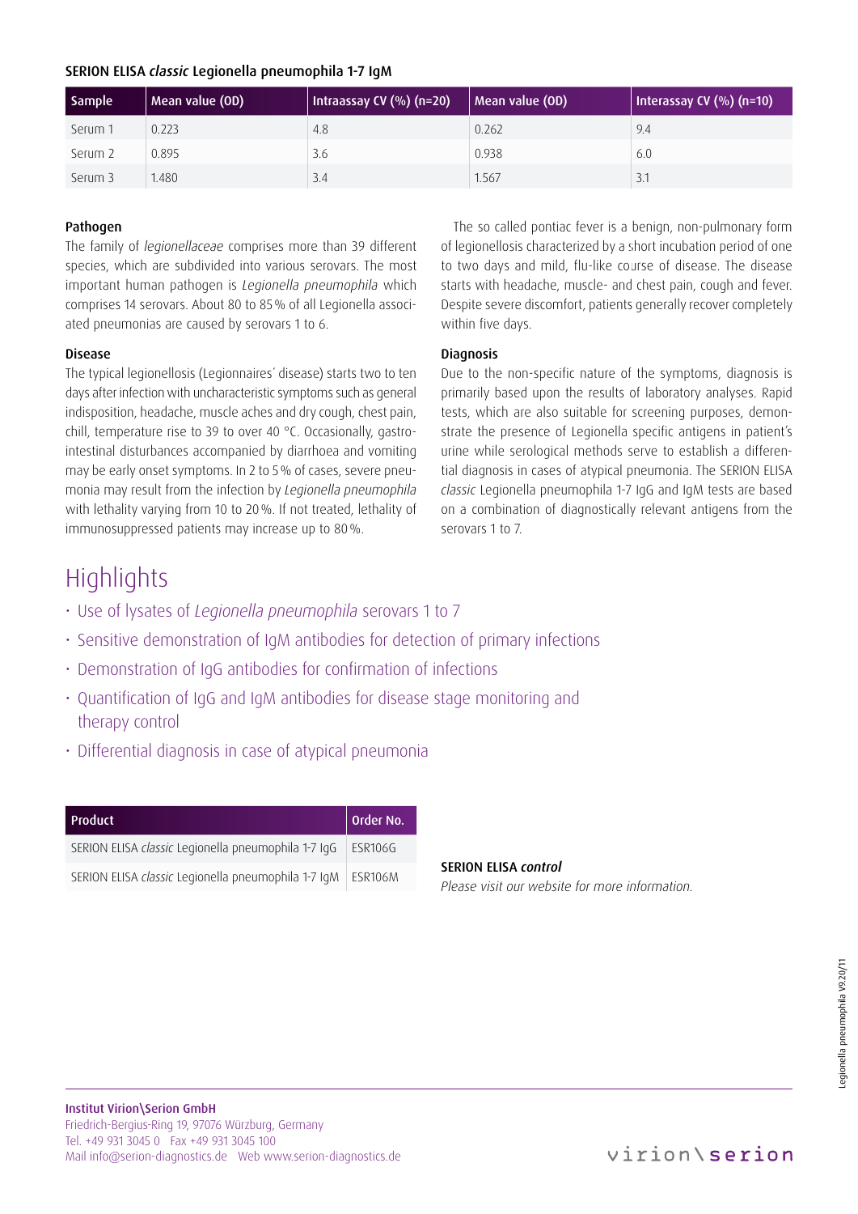**SERION ELISA *classic* Legionella pneumophila 1-7 IgM**

| Sample | Mean value (OD) | Intraassay CV (%) (n=20) | Mean value (OD) | Interassay CV (%) (n=10) |
|---|---|---|---|---|
| Serum 1 | 0.223 | 4.8 | 0.262 | 9.4 |
| Serum 2 | 0.895 | 3.6 | 0.938 | 6.0 |
| Serum 3 | 1.480 | 3.4 | 1.567 | 3.1 |

**Pathogen**

The family of *legionellaceae* comprises more than 39 different species, which are subdivided into various serovars. The most important human pathogen is *Legionella pneumophila* which comprises 14 serovars. About 80 to 85 % of all Legionella associated pneumonias are caused by serovars 1 to 6.

**Disease**

The typical legionellosis (Legionnaires´ disease) starts two to ten days after infection with uncharacteristic symptoms such as general indisposition, headache, muscle aches and dry cough, chest pain, chill, temperature rise to 39 to over 40 °C. Occasionally, gastrointestinal disturbances accompanied by diarrhoea and vomiting may be early onset symptoms. In 2 to 5 % of cases, severe pneumonia may result from the infection by *Legionella pneumophila* with lethality varying from 10 to 20 %. If not treated, lethality of immunosuppressed patients may increase up to 80 %.

The so called pontiac fever is a benign, non-pulmonary form of legionellosis characterized by a short incubation period of one to two days and mild, flu-like course of disease. The disease starts with headache, muscle- and chest pain, cough and fever. Despite severe discomfort, patients generally recover completely within five days.

**Diagnosis**

Due to the non-specific nature of the symptoms, diagnosis is primarily based upon the results of laboratory analyses. Rapid tests, which are also suitable for screening purposes, demonstrate the presence of Legionella specific antigens in patient's urine while serological methods serve to establish a differential diagnosis in cases of atypical pneumonia. The SERION ELISA *classic* Legionella pneumophila 1-7 IgG and IgM tests are based on a combination of diagnostically relevant antigens from the serovars 1 to 7.

# Highlights

- Use of lysates of *Legionella pneumophila* serovars 1 to 7
- Sensitive demonstration of IgM antibodies for detection of primary infections
- Demonstration of IgG antibodies for confirmation of infections
- Quantification of IgG and IgM antibodies for disease stage monitoring and therapy control
- Differential diagnosis in case of atypical pneumonia

| Product | Order No. |
|---|---|
| SERION ELISA *classic* Legionella pneumophila 1-7 IgG | ESR106G |
| SERION ELISA *classic* Legionella pneumophila 1-7 IgM | ESR106M |

**SERION ELISA *control***

*Please visit our website for more information.*

Legionella pneumophila V9.20/11

**Institut Virion\Serion GmbH**
Friedrich-Bergius-Ring 19, 97076 Würzburg, Germany
Tel. +49 931 3045 0 Fax +49 931 3045 100
Mail info@serion-diagnostics.de Web www.serion-diagnostics.de

virion\serion